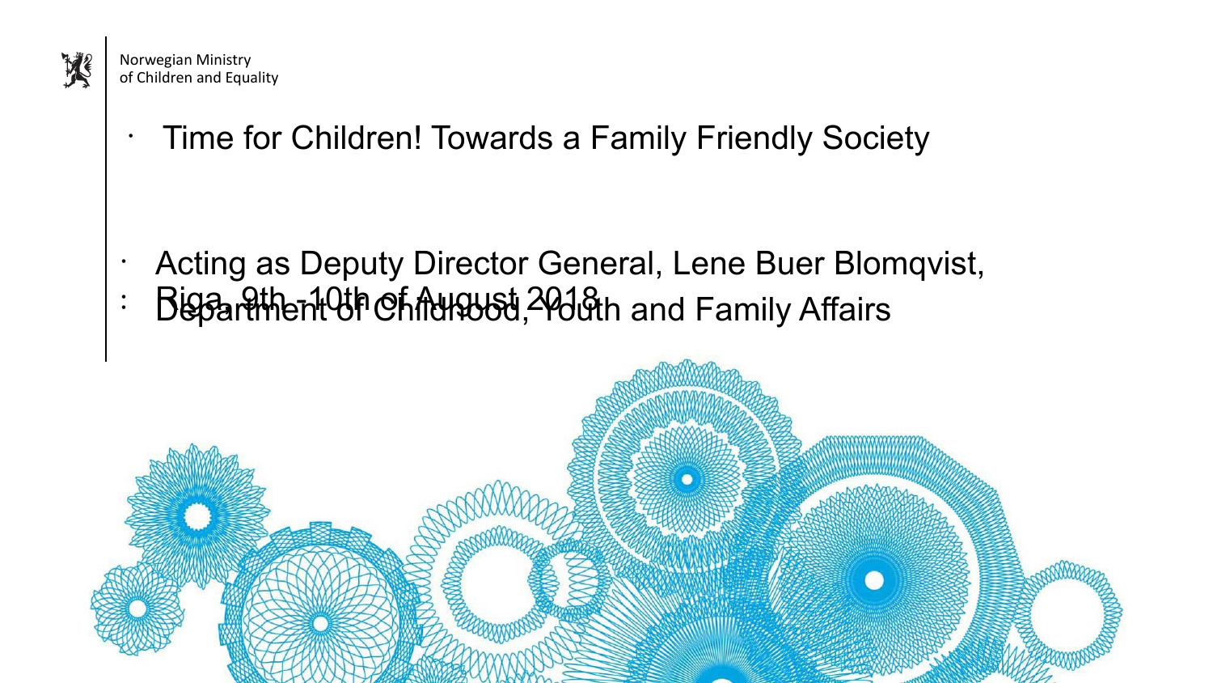Norwegian Ministry of Children and Equality

# Time for Children! Towards a Family Friendly Society

- Acting as Deputy Director General, Lene Buer Blomqvist, Department of Childhood, Youth and Family Affairs
- Riga, 9th -10th of August 2018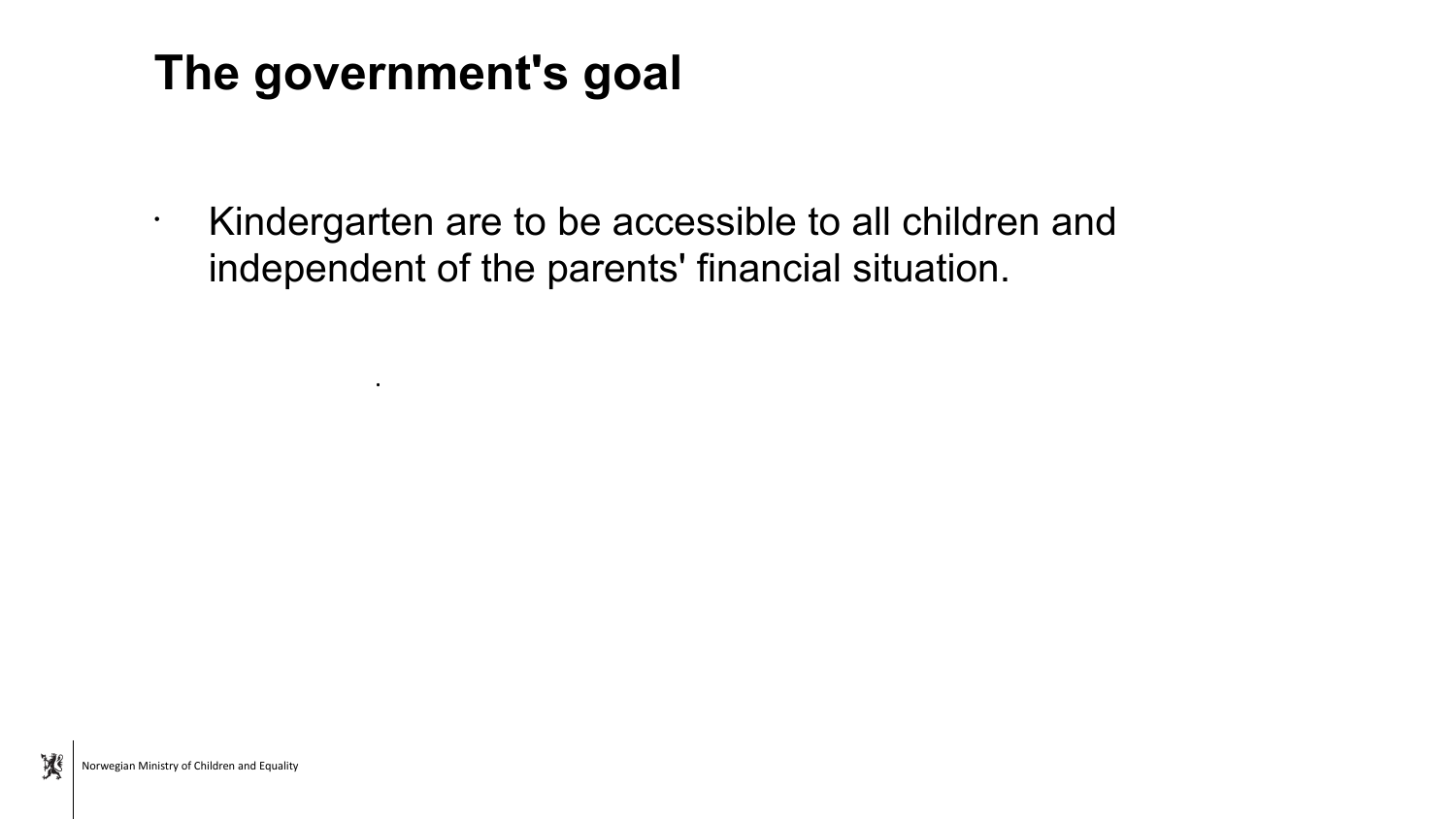# The government's goal

- Kindergarten are to be accessible to all children and independent of the parents' financial situation.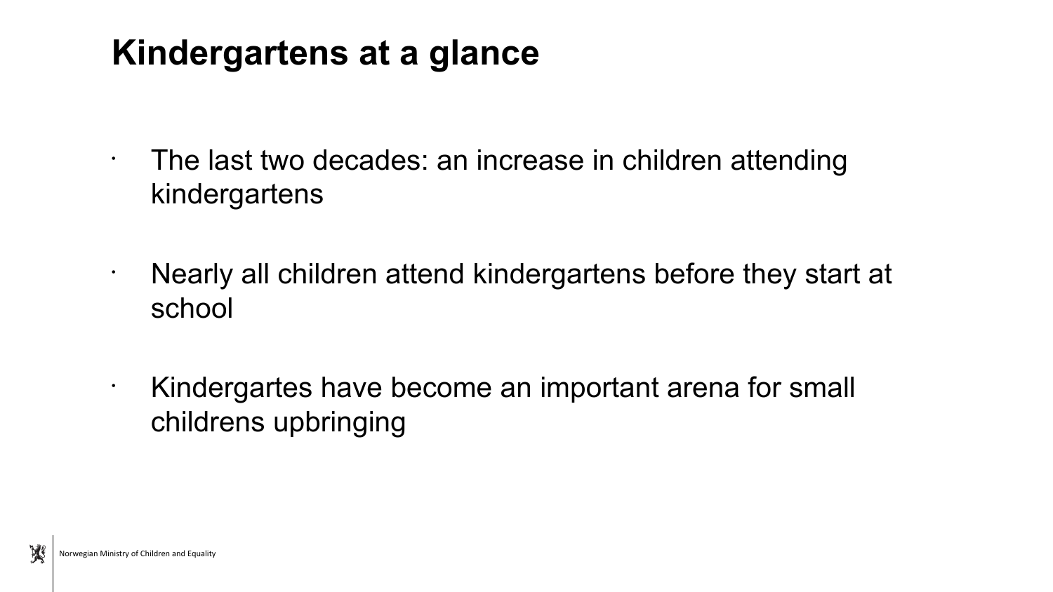# Kindergartens at a glance

- The last two decades: an increase in children attending kindergartens
- Nearly all children attend kindergartens before they start at school
- Kindergartes have become an important arena for small childrens upbringing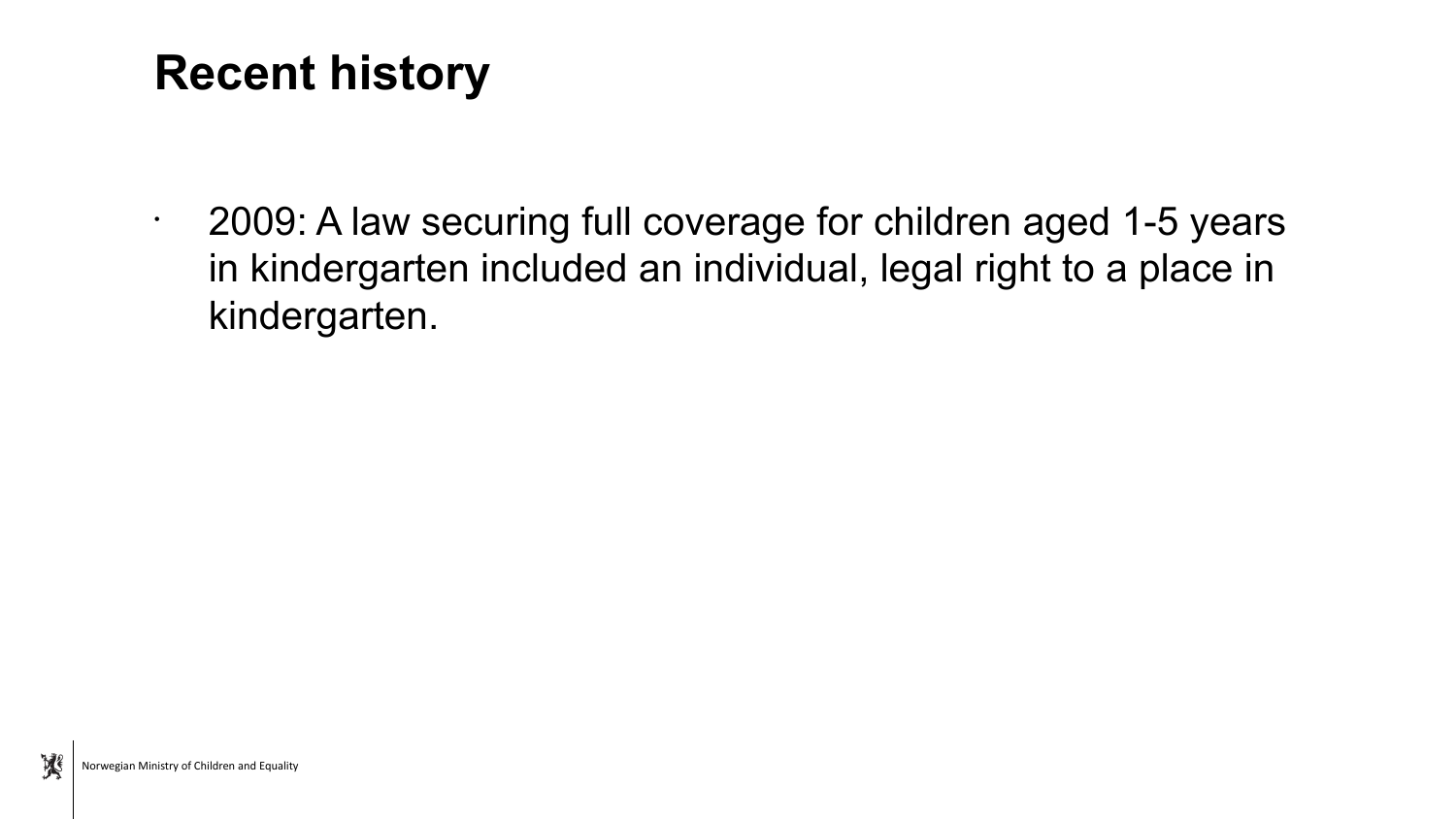# Recent history

- 2009: A law securing full coverage for children aged 1-5 years in kindergarten included an individual, legal right to a place in kindergarten.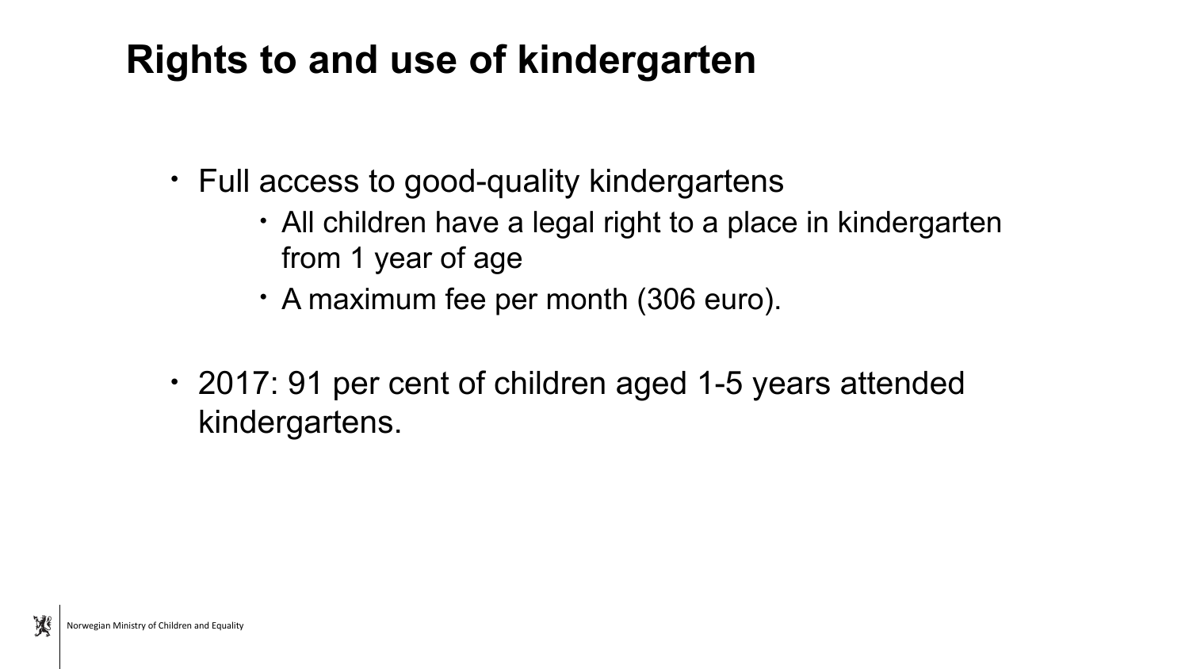# Rights to and use of kindergarten

- Full access to good-quality kindergartens
  - All children have a legal right to a place in kindergarten from 1 year of age
  - A maximum fee per month (306 euro).

- 2017: 91 per cent of children aged 1-5 years attended kindergartens.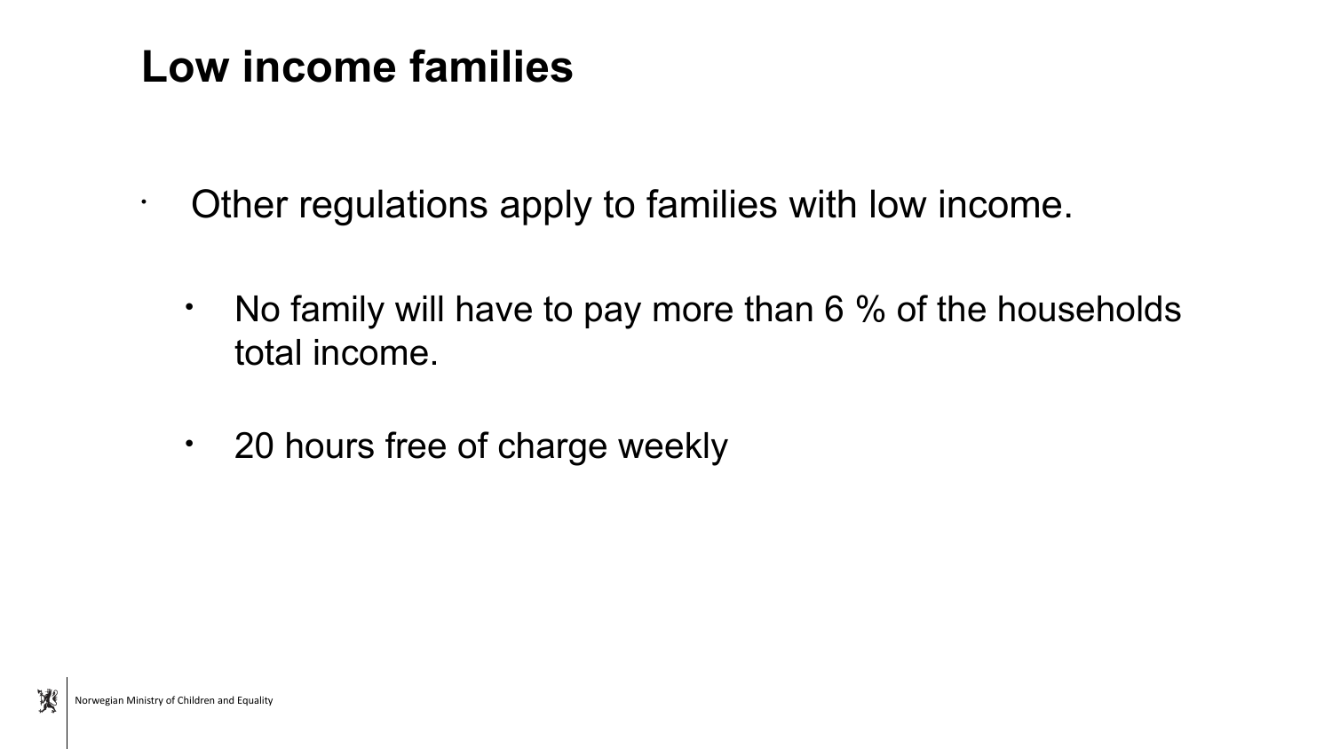# Low income families

- Other regulations apply to families with low income.
  - No family will have to pay more than 6 % of the households total income.
  - 20 hours free of charge weekly